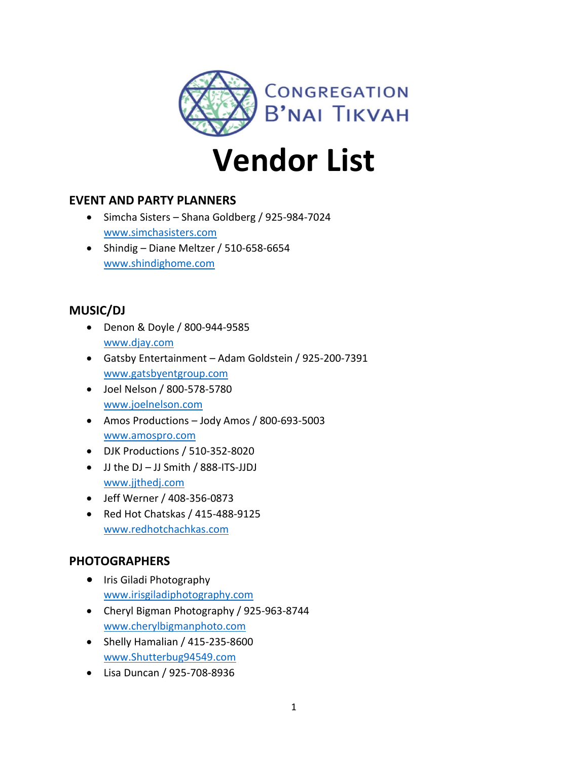Congregation B'nai Tikvah

# Vendor List

## EVENT AND PARTY PLANNERS

- Simcha Sisters – Shana Goldberg / 925-984-7024
  www.simchasisters.com
- Shindig – Diane Meltzer / 510-658-6654
  www.shindighome.com

## MUSIC/DJ

- Denon & Doyle / 800-944-9585
  www.djay.com
- Gatsby Entertainment – Adam Goldstein / 925-200-7391
  www.gatsbyentgroup.com
- Joel Nelson / 800-578-5780
  www.joelnelson.com
- Amos Productions – Jody Amos / 800-693-5003
  www.amospro.com
- DJK Productions / 510-352-8020
- JJ the DJ – JJ Smith / 888-ITS-JJDJ
  www.jjthedj.com
- Jeff Werner / 408-356-0873
- Red Hot Chatskas / 415-488-9125
  www.redhotchachkas.com

## PHOTOGRAPHERS

- Iris Giladi Photography
  www.irisgiladiphotography.com
- Cheryl Bigman Photography / 925-963-8744
  www.cherylbigmanphoto.com
- Shelly Hamalian / 415-235-8600
  www.Shutterbug94549.com
- Lisa Duncan / 925-708-8936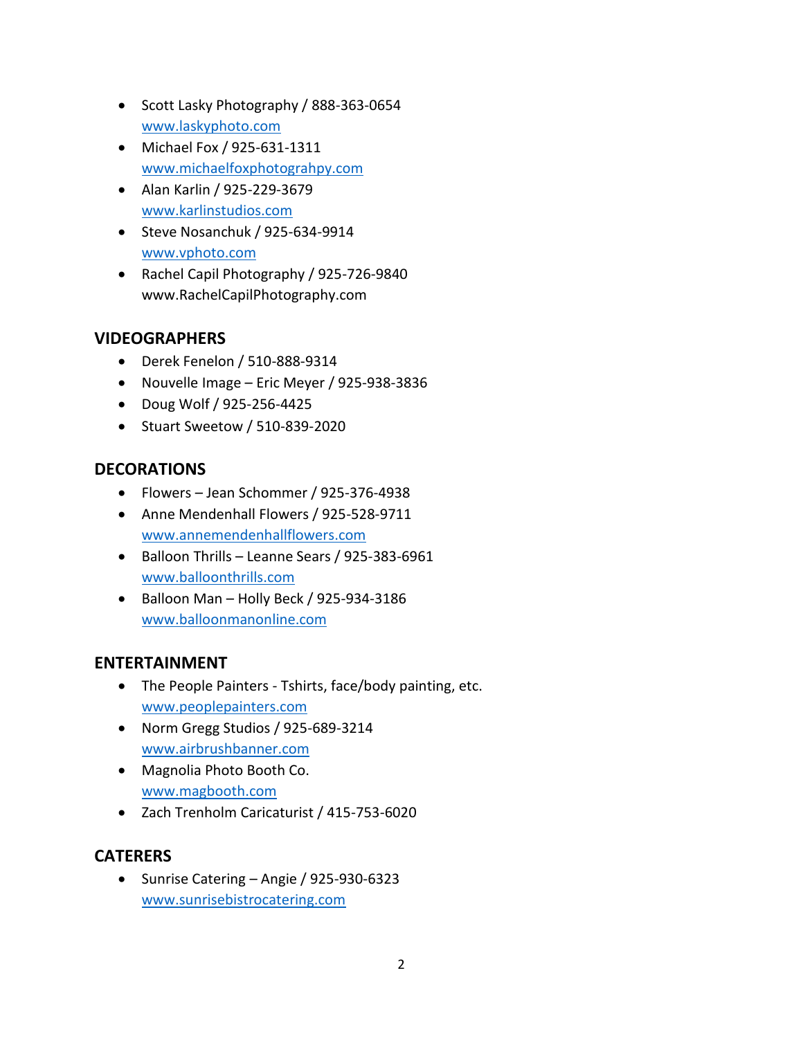- Scott Lasky Photography / 888-363-0654
  www.laskyphoto.com
- Michael Fox / 925-631-1311
  www.michaelfoxphotograhpy.com
- Alan Karlin / 925-229-3679
  www.karlinstudios.com
- Steve Nosanchuk / 925-634-9914
  www.vphoto.com
- Rachel Capil Photography / 925-726-9840
  www.RachelCapilPhotography.com

## VIDEOGRAPHERS

- Derek Fenelon / 510-888-9314
- Nouvelle Image – Eric Meyer / 925-938-3836
- Doug Wolf / 925-256-4425
- Stuart Sweetow / 510-839-2020

## DECORATIONS

- Flowers – Jean Schommer / 925-376-4938
- Anne Mendenhall Flowers / 925-528-9711
  www.annemendenhallflowers.com
- Balloon Thrills – Leanne Sears / 925-383-6961
  www.balloonthrills.com
- Balloon Man – Holly Beck / 925-934-3186
  www.balloonmanonline.com

## ENTERTAINMENT

- The People Painters - Tshirts, face/body painting, etc.
  www.peoplepainters.com
- Norm Gregg Studios / 925-689-3214
  www.airbrushbanner.com
- Magnolia Photo Booth Co.
  www.magbooth.com
- Zach Trenholm Caricaturist / 415-753-6020

## CATERERS

- Sunrise Catering – Angie / 925-930-6323
  www.sunrisebistrocatering.com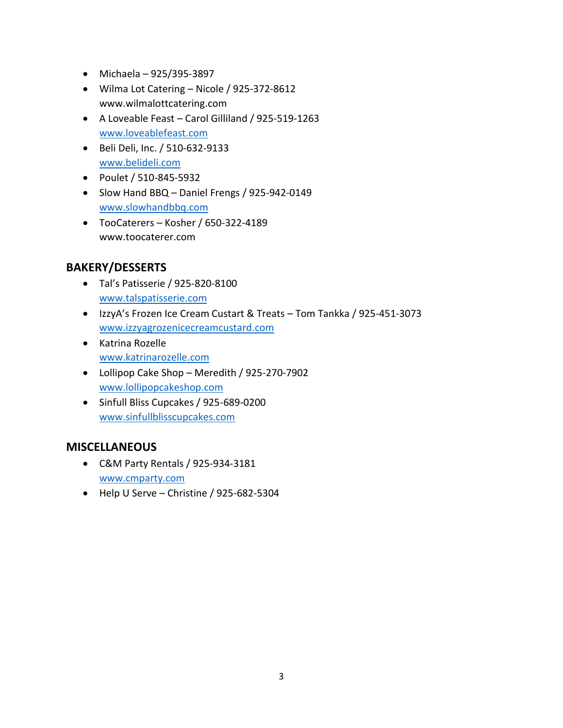- Michaela – 925/395-3897
- Wilma Lot Catering – Nicole / 925-372-8612  
  www.wilmalottcatering.com
- A Loveable Feast – Carol Gilliland / 925-519-1263  
  www.loveablefeast.com
- Beli Deli, Inc. / 510-632-9133  
  www.belideli.com
- Poulet / 510-845-5932
- Slow Hand BBQ – Daniel Frengs / 925-942-0149  
  www.slowhandbbq.com
- TooCaterers – Kosher / 650-322-4189  
  www.toocaterer.com

## BAKERY/DESSERTS

- Tal's Patisserie / 925-820-8100  
  www.talspatisserie.com
- IzzyA's Frozen Ice Cream Custart & Treats – Tom Tankka / 925-451-3073  
  www.izzyagrozenicecreamcustard.com
- Katrina Rozelle  
  www.katrinarozelle.com
- Lollipop Cake Shop – Meredith / 925-270-7902  
  www.lollipopcakeshop.com
- Sinfull Bliss Cupcakes / 925-689-0200  
  www.sinfullblisscupcakes.com

## MISCELLANEOUS

- C&M Party Rentals / 925-934-3181  
  www.cmparty.com
- Help U Serve – Christine / 925-682-5304